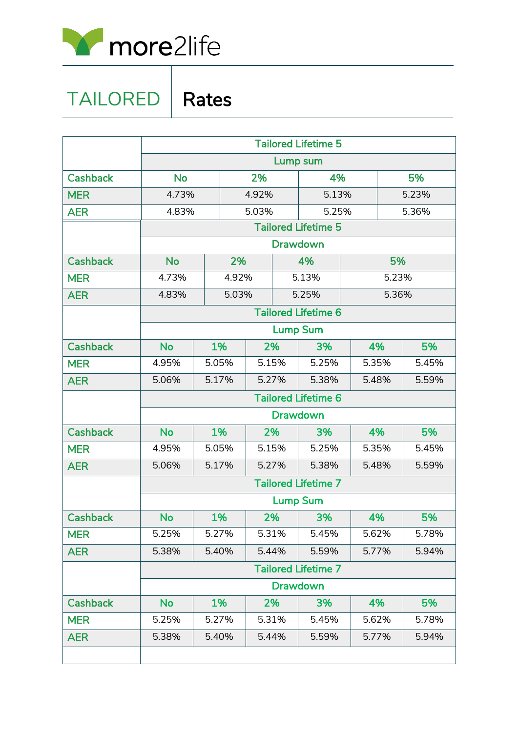more2life

# TAILORED | Rates

| | Tailored Lifetime 5 | | | |
|---|---|---|---|---|
| | Lump sum | | | |
| Cashback | No | 2% | 4% | 5% |
| MER | 4.73% | 4.92% | 5.13% | 5.23% |
| AER | 4.83% | 5.03% | 5.25% | 5.36% |

| | Tailored Lifetime 5 | | | |
|---|---|---|---|---|
| | Drawdown | | | |
| Cashback | No | 2% | 4% | 5% |
| MER | 4.73% | 4.92% | 5.13% | 5.23% |
| AER | 4.83% | 5.03% | 5.25% | 5.36% |

| | Tailored Lifetime 6 | | | | | |
|---|---|---|---|---|---|---|
| | Lump Sum | | | | | |
| Cashback | No | 1% | 2% | 3% | 4% | 5% |
| MER | 4.95% | 5.05% | 5.15% | 5.25% | 5.35% | 5.45% |
| AER | 5.06% | 5.17% | 5.27% | 5.38% | 5.48% | 5.59% |

| | Tailored Lifetime 6 | | | | | |
|---|---|---|---|---|---|---|
| | Drawdown | | | | | |
| Cashback | No | 1% | 2% | 3% | 4% | 5% |
| MER | 4.95% | 5.05% | 5.15% | 5.25% | 5.35% | 5.45% |
| AER | 5.06% | 5.17% | 5.27% | 5.38% | 5.48% | 5.59% |

| | Tailored Lifetime 7 | | | | | |
|---|---|---|---|---|---|---|
| | Lump Sum | | | | | |
| Cashback | No | 1% | 2% | 3% | 4% | 5% |
| MER | 5.25% | 5.27% | 5.31% | 5.45% | 5.62% | 5.78% |
| AER | 5.38% | 5.40% | 5.44% | 5.59% | 5.77% | 5.94% |

| | Tailored Lifetime 7 | | | | | |
|---|---|---|---|---|---|---|
| | Drawdown | | | | | |
| Cashback | No | 1% | 2% | 3% | 4% | 5% |
| MER | 5.25% | 5.27% | 5.31% | 5.45% | 5.62% | 5.78% |
| AER | 5.38% | 5.40% | 5.44% | 5.59% | 5.77% | 5.94% |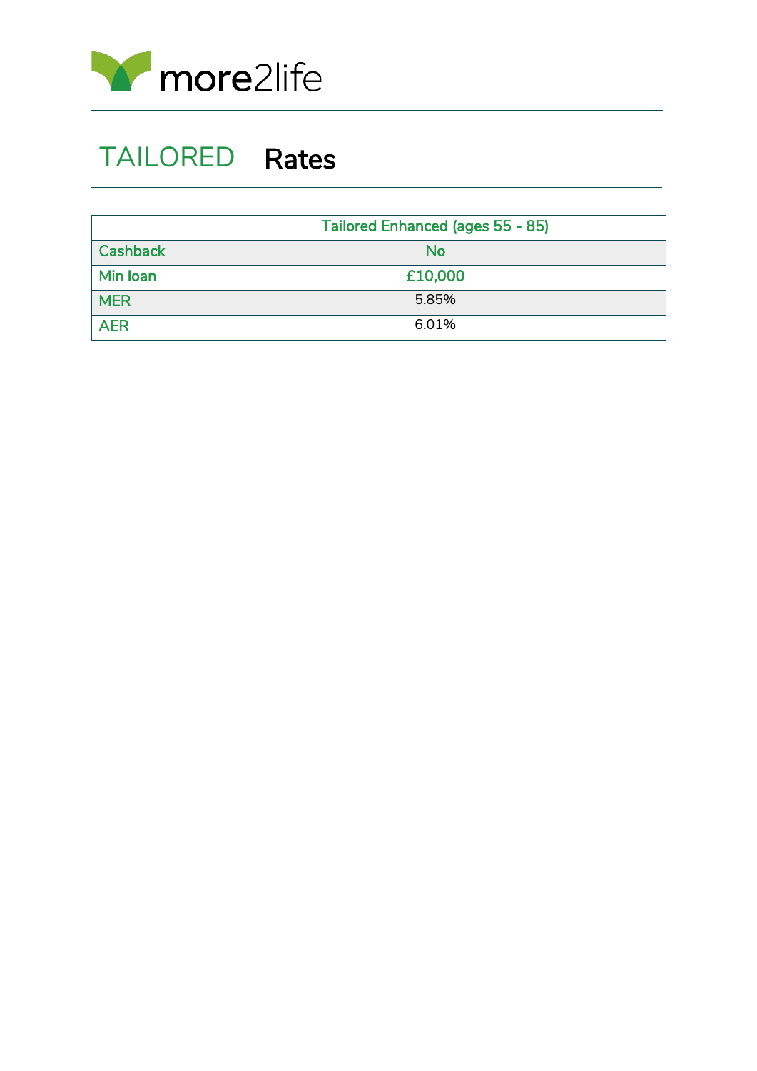more2life

# TAILORED | Rates

| | Tailored Enhanced (ages 55 - 85) |
|---|---|
| Cashback | No |
| Min loan | £10,000 |
| MER | 5.85% |
| AER | 6.01% |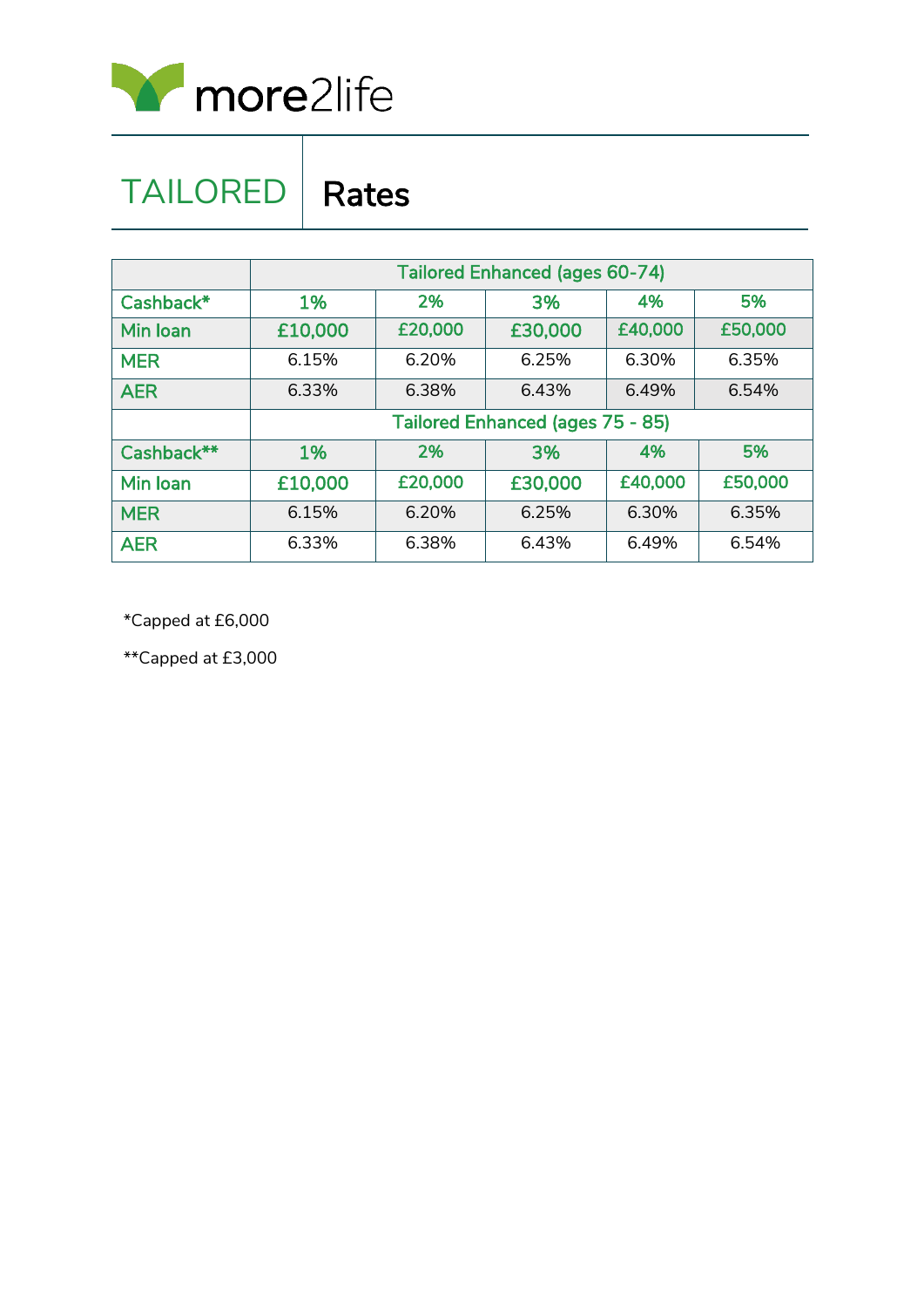more2life

# TAILORED | Rates

| | Tailored Enhanced (ages 60-74) | | | | |
|---|---|---|---|---|---|
| Cashback* | 1% | 2% | 3% | 4% | 5% |
| Min loan | £10,000 | £20,000 | £30,000 | £40,000 | £50,000 |
| MER | 6.15% | 6.20% | 6.25% | 6.30% | 6.35% |
| AER | 6.33% | 6.38% | 6.43% | 6.49% | 6.54% |
| | Tailored Enhanced (ages 75 - 85) | | | | |
| Cashback** | 1% | 2% | 3% | 4% | 5% |
| Min loan | £10,000 | £20,000 | £30,000 | £40,000 | £50,000 |
| MER | 6.15% | 6.20% | 6.25% | 6.30% | 6.35% |
| AER | 6.33% | 6.38% | 6.43% | 6.49% | 6.54% |

*Capped at £6,000

**Capped at £3,000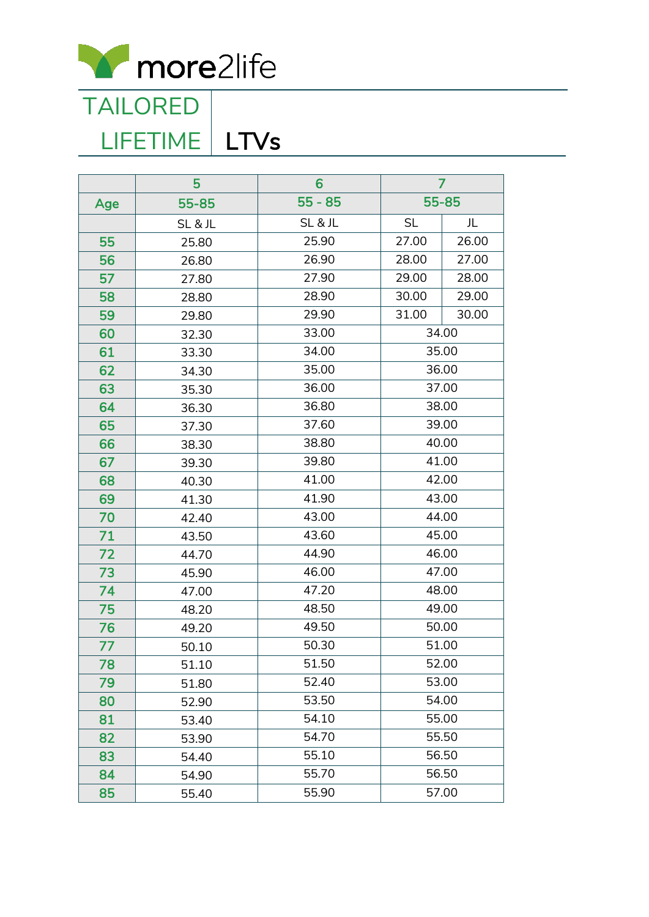more2life

# TAILORED LIFETIME LTVs

| | 5 | 6 | 7 | |
|---|---|---|---|---|
| Age | 55-85 | 55 - 85 | 55-85 | |
| | SL & JL | SL & JL | SL | JL |
| 55 | 25.80 | 25.90 | 27.00 | 26.00 |
| 56 | 26.80 | 26.90 | 28.00 | 27.00 |
| 57 | 27.80 | 27.90 | 29.00 | 28.00 |
| 58 | 28.80 | 28.90 | 30.00 | 29.00 |
| 59 | 29.80 | 29.90 | 31.00 | 30.00 |
| 60 | 32.30 | 33.00 | 34.00 | |
| 61 | 33.30 | 34.00 | 35.00 | |
| 62 | 34.30 | 35.00 | 36.00 | |
| 63 | 35.30 | 36.00 | 37.00 | |
| 64 | 36.30 | 36.80 | 38.00 | |
| 65 | 37.30 | 37.60 | 39.00 | |
| 66 | 38.30 | 38.80 | 40.00 | |
| 67 | 39.30 | 39.80 | 41.00 | |
| 68 | 40.30 | 41.00 | 42.00 | |
| 69 | 41.30 | 41.90 | 43.00 | |
| 70 | 42.40 | 43.00 | 44.00 | |
| 71 | 43.50 | 43.60 | 45.00 | |
| 72 | 44.70 | 44.90 | 46.00 | |
| 73 | 45.90 | 46.00 | 47.00 | |
| 74 | 47.00 | 47.20 | 48.00 | |
| 75 | 48.20 | 48.50 | 49.00 | |
| 76 | 49.20 | 49.50 | 50.00 | |
| 77 | 50.10 | 50.30 | 51.00 | |
| 78 | 51.10 | 51.50 | 52.00 | |
| 79 | 51.80 | 52.40 | 53.00 | |
| 80 | 52.90 | 53.50 | 54.00 | |
| 81 | 53.40 | 54.10 | 55.00 | |
| 82 | 53.90 | 54.70 | 55.50 | |
| 83 | 54.40 | 55.10 | 56.50 | |
| 84 | 54.90 | 55.70 | 56.50 | |
| 85 | 55.40 | 55.90 | 57.00 | |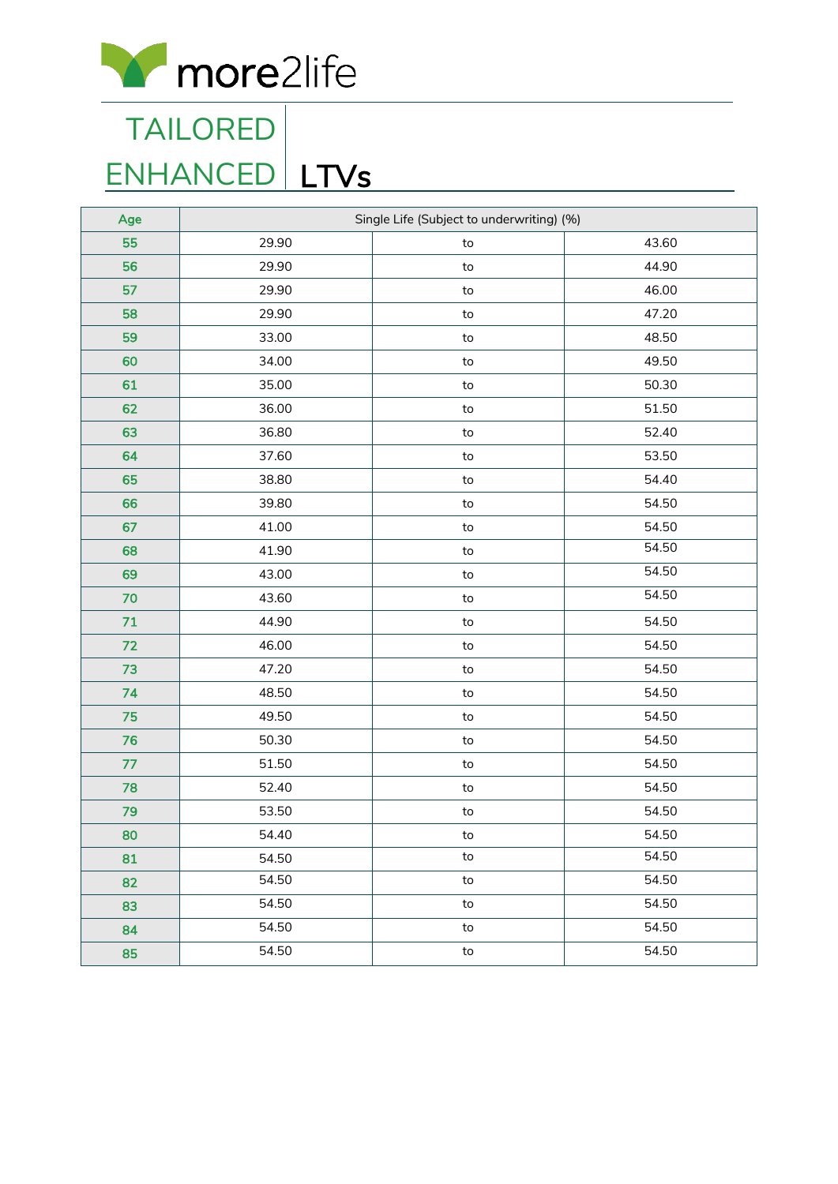more2life

# TAILORED ENHANCED | LTVs

| Age | Single Life (Subject to underwriting) (%) | | |
|---|---|---|---|
| 55 | 29.90 | to | 43.60 |
| 56 | 29.90 | to | 44.90 |
| 57 | 29.90 | to | 46.00 |
| 58 | 29.90 | to | 47.20 |
| 59 | 33.00 | to | 48.50 |
| 60 | 34.00 | to | 49.50 |
| 61 | 35.00 | to | 50.30 |
| 62 | 36.00 | to | 51.50 |
| 63 | 36.80 | to | 52.40 |
| 64 | 37.60 | to | 53.50 |
| 65 | 38.80 | to | 54.40 |
| 66 | 39.80 | to | 54.50 |
| 67 | 41.00 | to | 54.50 |
| 68 | 41.90 | to | 54.50 |
| 69 | 43.00 | to | 54.50 |
| 70 | 43.60 | to | 54.50 |
| 71 | 44.90 | to | 54.50 |
| 72 | 46.00 | to | 54.50 |
| 73 | 47.20 | to | 54.50 |
| 74 | 48.50 | to | 54.50 |
| 75 | 49.50 | to | 54.50 |
| 76 | 50.30 | to | 54.50 |
| 77 | 51.50 | to | 54.50 |
| 78 | 52.40 | to | 54.50 |
| 79 | 53.50 | to | 54.50 |
| 80 | 54.40 | to | 54.50 |
| 81 | 54.50 | to | 54.50 |
| 82 | 54.50 | to | 54.50 |
| 83 | 54.50 | to | 54.50 |
| 84 | 54.50 | to | 54.50 |
| 85 | 54.50 | to | 54.50 |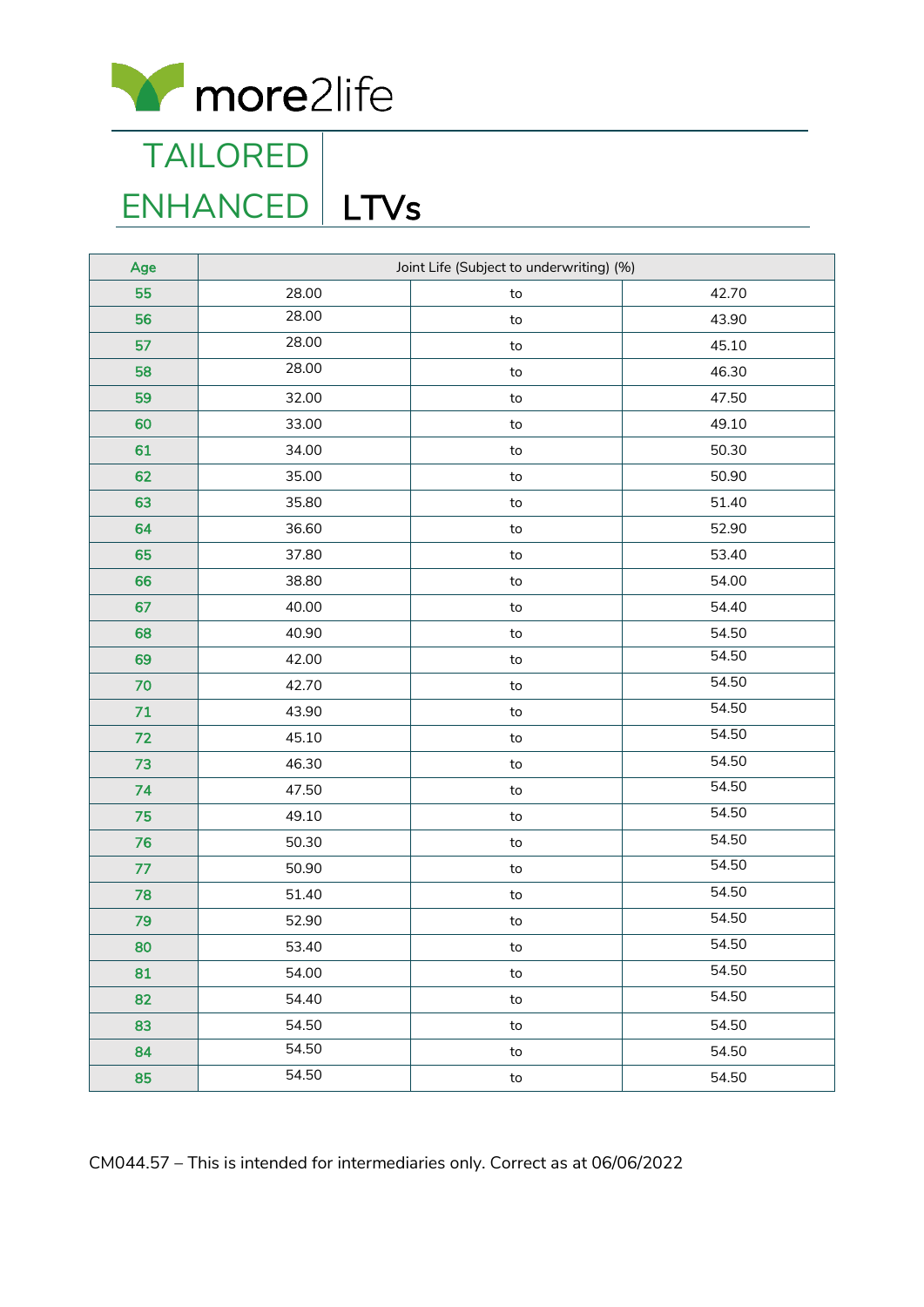more2life

# TAILORED ENHANCED LTVs

| Age | Joint Life (Subject to underwriting) (%) | | |
|---|---|---|---|
| 55 | 28.00 | to | 42.70 |
| 56 | 28.00 | to | 43.90 |
| 57 | 28.00 | to | 45.10 |
| 58 | 28.00 | to | 46.30 |
| 59 | 32.00 | to | 47.50 |
| 60 | 33.00 | to | 49.10 |
| 61 | 34.00 | to | 50.30 |
| 62 | 35.00 | to | 50.90 |
| 63 | 35.80 | to | 51.40 |
| 64 | 36.60 | to | 52.90 |
| 65 | 37.80 | to | 53.40 |
| 66 | 38.80 | to | 54.00 |
| 67 | 40.00 | to | 54.40 |
| 68 | 40.90 | to | 54.50 |
| 69 | 42.00 | to | 54.50 |
| 70 | 42.70 | to | 54.50 |
| 71 | 43.90 | to | 54.50 |
| 72 | 45.10 | to | 54.50 |
| 73 | 46.30 | to | 54.50 |
| 74 | 47.50 | to | 54.50 |
| 75 | 49.10 | to | 54.50 |
| 76 | 50.30 | to | 54.50 |
| 77 | 50.90 | to | 54.50 |
| 78 | 51.40 | to | 54.50 |
| 79 | 52.90 | to | 54.50 |
| 80 | 53.40 | to | 54.50 |
| 81 | 54.00 | to | 54.50 |
| 82 | 54.40 | to | 54.50 |
| 83 | 54.50 | to | 54.50 |
| 84 | 54.50 | to | 54.50 |
| 85 | 54.50 | to | 54.50 |

CM044.57 – This is intended for intermediaries only. Correct as at 06/06/2022